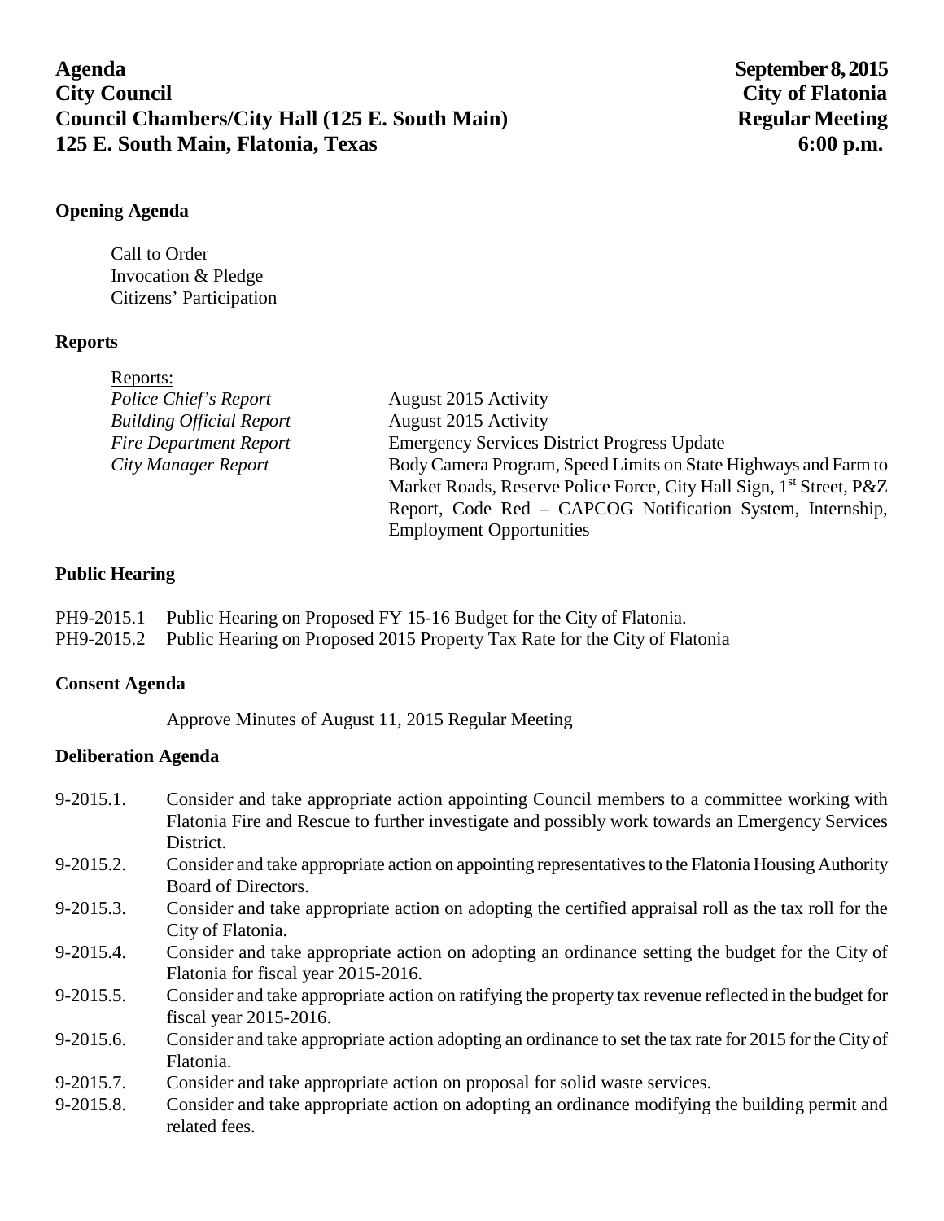**Agenda** **September 8, 2015**
**City Council** **City of Flatonia**
**Council Chambers/City Hall (125 E. South Main)** **Regular Meeting**
**125 E. South Main, Flatonia, Texas** **6:00 p.m.**

## Opening Agenda

Call to Order
Invocation & Pledge
Citizens' Participation

## Reports

Reports:

| | |
|---|---|
| *Police Chief's Report* | August 2015 Activity |
| *Building Official Report* | August 2015 Activity |
| *Fire Department Report* | Emergency Services District Progress Update |
| *City Manager Report* | Body Camera Program, Speed Limits on State Highways and Farm to Market Roads, Reserve Police Force, City Hall Sign, 1st Street, P&Z Report, Code Red – CAPCOG Notification System, Internship, Employment Opportunities |

## Public Hearing

PH9-2015.1 Public Hearing on Proposed FY 15-16 Budget for the City of Flatonia.
PH9-2015.2 Public Hearing on Proposed 2015 Property Tax Rate for the City of Flatonia

## Consent Agenda

Approve Minutes of August 11, 2015 Regular Meeting

## Deliberation Agenda

9-2015.1. Consider and take appropriate action appointing Council members to a committee working with Flatonia Fire and Rescue to further investigate and possibly work towards an Emergency Services District.

9-2015.2. Consider and take appropriate action on appointing representatives to the Flatonia Housing Authority Board of Directors.

9-2015.3. Consider and take appropriate action on adopting the certified appraisal roll as the tax roll for the City of Flatonia.

9-2015.4. Consider and take appropriate action on adopting an ordinance setting the budget for the City of Flatonia for fiscal year 2015-2016.

9-2015.5. Consider and take appropriate action on ratifying the property tax revenue reflected in the budget for fiscal year 2015-2016.

9-2015.6. Consider and take appropriate action adopting an ordinance to set the tax rate for 2015 for the City of Flatonia.

9-2015.7. Consider and take appropriate action on proposal for solid waste services.

9-2015.8. Consider and take appropriate action on adopting an ordinance modifying the building permit and related fees.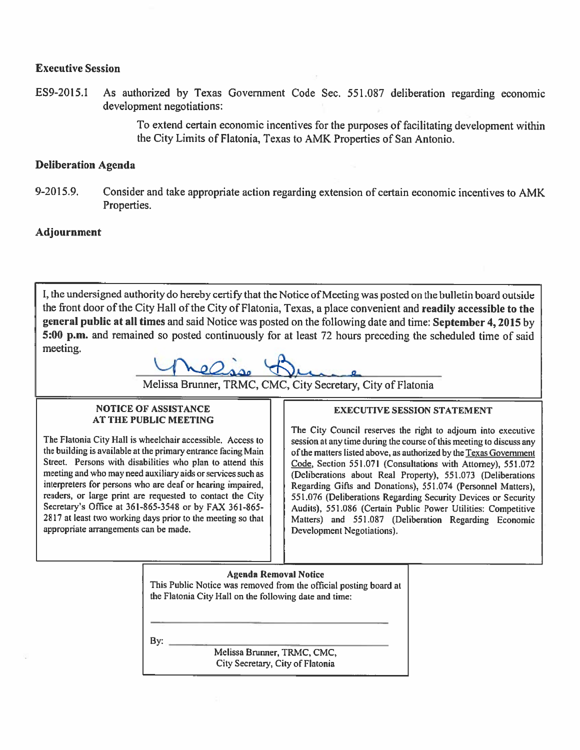**Executive Session**

ES9-2015.1 As authorized by Texas Government Code Sec. 551.087 deliberation regarding economic development negotiations:

To extend certain economic incentives for the purposes of facilitating development within the City Limits of Flatonia, Texas to AMK Properties of San Antonio.

**Deliberation Agenda**

9-2015.9. Consider and take appropriate action regarding extension of certain economic incentives to AMK Properties.

**Adjournment**

I, the undersigned authority do hereby certify that the Notice of Meeting was posted on the bulletin board outside the front door of the City Hall of the City of Flatonia, Texas, a place convenient and **readily accessible to the general public at all times** and said Notice was posted on the following date and time: **September 4, 2015** by **5:00 p.m.** and remained so posted continuously for at least 72 hours preceding the scheduled time of said meeting.

Melissa Brunner, TRMC, CMC, City Secretary, City of Flatonia

**NOTICE OF ASSISTANCE AT THE PUBLIC MEETING**

The Flatonia City Hall is wheelchair accessible. Access to the building is available at the primary entrance facing Main Street. Persons with disabilities who plan to attend this meeting and who may need auxiliary aids or services such as interpreters for persons who are deaf or hearing impaired, readers, or large print are requested to contact the City Secretary's Office at 361-865-3548 or by FAX 361-865-2817 at least two working days prior to the meeting so that appropriate arrangements can be made.

**EXECUTIVE SESSION STATEMENT**

The City Council reserves the right to adjourn into executive session at any time during the course of this meeting to discuss any of the matters listed above, as authorized by the Texas Government Code, Section 551.071 (Consultations with Attorney), 551.072 (Deliberations about Real Property), 551.073 (Deliberations Regarding Gifts and Donations), 551.074 (Personnel Matters), 551.076 (Deliberations Regarding Security Devices or Security Audits), 551.086 (Certain Public Power Utilities: Competitive Matters) and 551.087 (Deliberation Regarding Economic Development Negotiations).

**Agenda Removal Notice**

This Public Notice was removed from the official posting board at the Flatonia City Hall on the following date and time:

\_\_\_\_\_\_\_\_\_\_\_\_\_\_\_\_\_\_\_\_\_\_\_\_\_\_\_\_\_\_\_\_\_\_\_\_\_\_\_\_

By: \_\_\_\_\_\_\_\_\_\_\_\_\_\_\_\_\_\_\_\_\_\_\_\_\_\_\_\_\_\_\_\_\_\_\_\_\_\_\_\_

Melissa Brunner, TRMC, CMC,
City Secretary, City of Flatonia